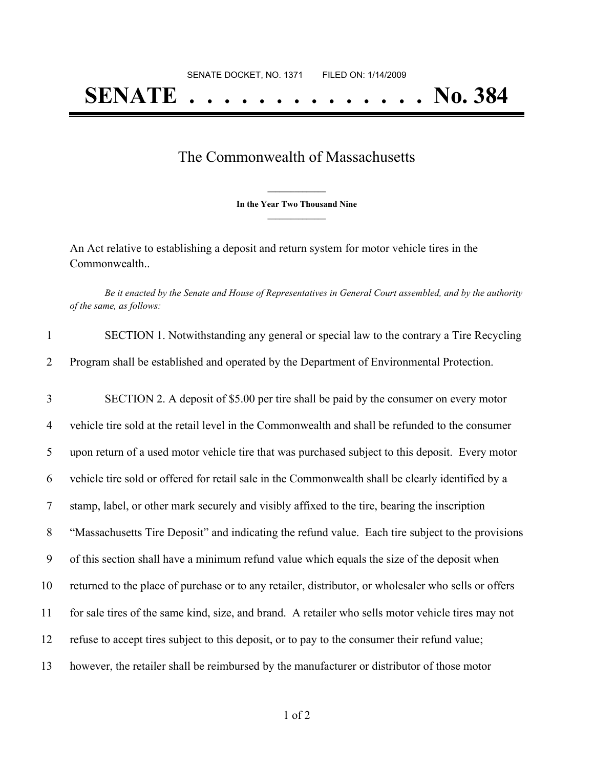SENATE DOCKET, NO. 1371        FILED ON: 1/14/2009

# SENATE . . . . . . . . . . . . . . No. 384

## The Commonwealth of Massachusetts

**In the Year Two Thousand Nine**

An Act relative to establishing a deposit and return system for motor vehicle tires in the Commonwealth..

*Be it enacted by the Senate and House of Representatives in General Court assembled, and by the authority of the same, as follows:*

1 SECTION 1. Notwithstanding any general or special law to the contrary a Tire Recycling
2 Program shall be established and operated by the Department of Environmental Protection.

3 SECTION 2. A deposit of $5.00 per tire shall be paid by the consumer on every motor
4 vehicle tire sold at the retail level in the Commonwealth and shall be refunded to the consumer
5 upon return of a used motor vehicle tire that was purchased subject to this deposit. Every motor
6 vehicle tire sold or offered for retail sale in the Commonwealth shall be clearly identified by a
7 stamp, label, or other mark securely and visibly affixed to the tire, bearing the inscription
8 "Massachusetts Tire Deposit" and indicating the refund value. Each tire subject to the provisions
9 of this section shall have a minimum refund value which equals the size of the deposit when
10 returned to the place of purchase or to any retailer, distributor, or wholesaler who sells or offers
11 for sale tires of the same kind, size, and brand. A retailer who sells motor vehicle tires may not
12 refuse to accept tires subject to this deposit, or to pay to the consumer their refund value;
13 however, the retailer shall be reimbursed by the manufacturer or distributor of those motor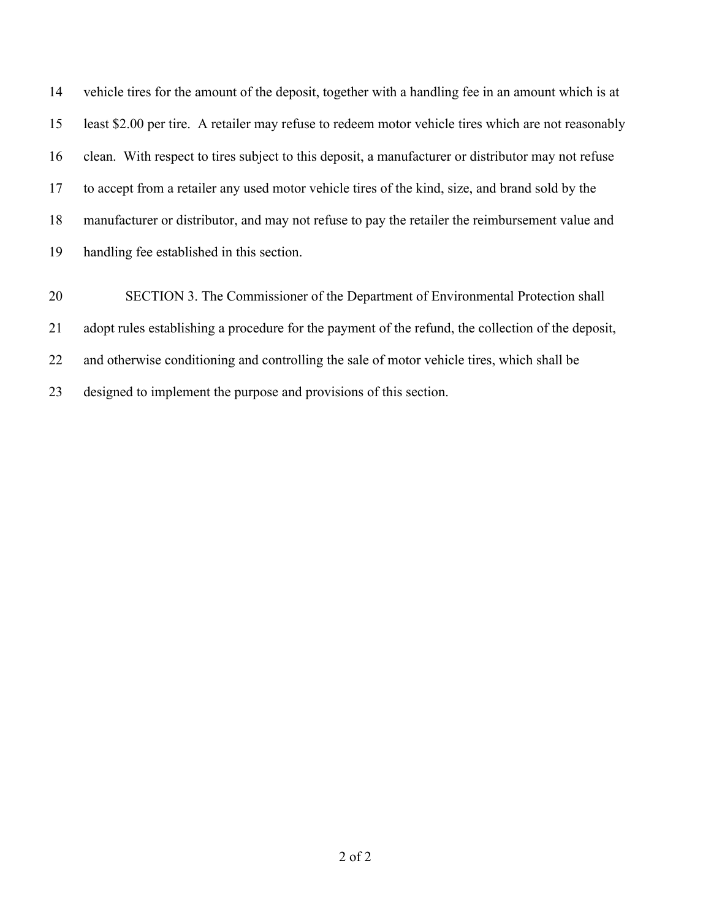vehicle tires for the amount of the deposit, together with a handling fee in an amount which is at least $2.00 per tire. A retailer may refuse to redeem motor vehicle tires which are not reasonably clean. With respect to tires subject to this deposit, a manufacturer or distributor may not refuse to accept from a retailer any used motor vehicle tires of the kind, size, and brand sold by the manufacturer or distributor, and may not refuse to pay the retailer the reimbursement value and handling fee established in this section.

SECTION 3. The Commissioner of the Department of Environmental Protection shall adopt rules establishing a procedure for the payment of the refund, the collection of the deposit, and otherwise conditioning and controlling the sale of motor vehicle tires, which shall be designed to implement the purpose and provisions of this section.